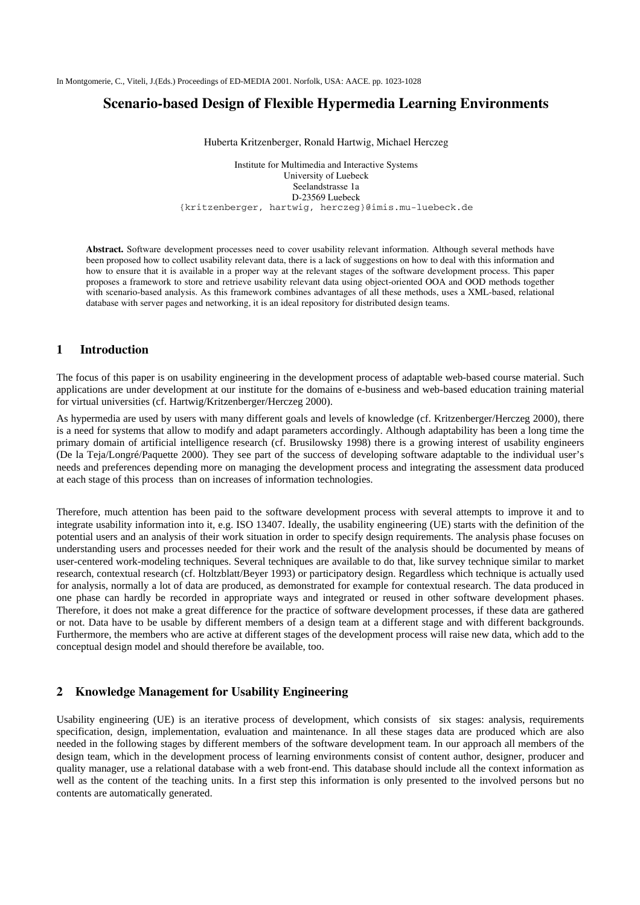In Montgomerie, C., Viteli, J.(Eds.) Proceedings of ED-MEDIA 2001. Norfolk, USA: AACE. pp. 1023-1028

# Scenario-based Design of Flexible Hypermedia Learning Environments

Huberta Kritzenberger, Ronald Hartwig, Michael Herczeg

Institute for Multimedia and Interactive Systems
University of Luebeck
Seelandstrasse 1a
D-23569 Luebeck
{kritzenberger, hartwig, herczeg}@imis.mu-luebeck.de

**Abstract.** Software development processes need to cover usability relevant information. Although several methods have been proposed how to collect usability relevant data, there is a lack of suggestions on how to deal with this information and how to ensure that it is available in a proper way at the relevant stages of the software development process. This paper proposes a framework to store and retrieve usability relevant data using object-oriented OOA and OOD methods together with scenario-based analysis. As this framework combines advantages of all these methods, uses a XML-based, relational database with server pages and networking, it is an ideal repository for distributed design teams.

## 1 Introduction

The focus of this paper is on usability engineering in the development process of adaptable web-based course material. Such applications are under development at our institute for the domains of e-business and web-based education training material for virtual universities (cf. Hartwig/Kritzenberger/Herczeg 2000).

As hypermedia are used by users with many different goals and levels of knowledge (cf. Kritzenberger/Herczeg 2000), there is a need for systems that allow to modify and adapt parameters accordingly. Although adaptability has been a long time the primary domain of artificial intelligence research (cf. Brusilowsky 1998) there is a growing interest of usability engineers (De la Teja/Longré/Paquette 2000). They see part of the success of developing software adaptable to the individual user's needs and preferences depending more on managing the development process and integrating the assessment data produced at each stage of this process than on increases of information technologies.

Therefore, much attention has been paid to the software development process with several attempts to improve it and to integrate usability information into it, e.g. ISO 13407. Ideally, the usability engineering (UE) starts with the definition of the potential users and an analysis of their work situation in order to specify design requirements. The analysis phase focuses on understanding users and processes needed for their work and the result of the analysis should be documented by means of user-centered work-modeling techniques. Several techniques are available to do that, like survey technique similar to market research, contextual research (cf. Holtzblatt/Beyer 1993) or participatory design. Regardless which technique is actually used for analysis, normally a lot of data are produced, as demonstrated for example for contextual research. The data produced in one phase can hardly be recorded in appropriate ways and integrated or reused in other software development phases. Therefore, it does not make a great difference for the practice of software development processes, if these data are gathered or not. Data have to be usable by different members of a design team at a different stage and with different backgrounds. Furthermore, the members who are active at different stages of the development process will raise new data, which add to the conceptual design model and should therefore be available, too.

## 2 Knowledge Management for Usability Engineering

Usability engineering (UE) is an iterative process of development, which consists of six stages: analysis, requirements specification, design, implementation, evaluation and maintenance. In all these stages data are produced which are also needed in the following stages by different members of the software development team. In our approach all members of the design team, which in the development process of learning environments consist of content author, designer, producer and quality manager, use a relational database with a web front-end. This database should include all the context information as well as the content of the teaching units. In a first step this information is only presented to the involved persons but no contents are automatically generated.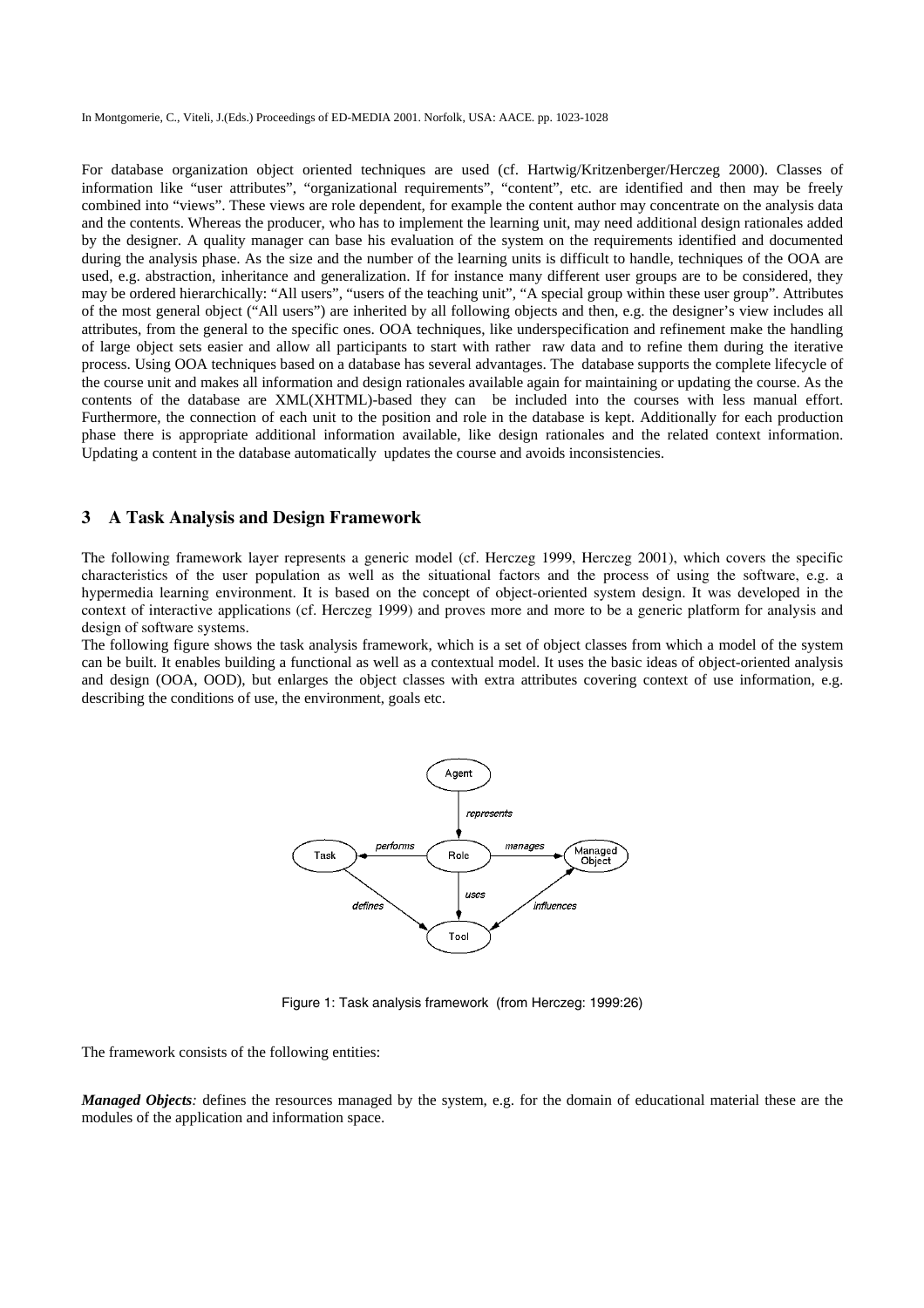For database organization object oriented techniques are used (cf. Hartwig/Kritzenberger/Herczeg 2000). Classes of information like "user attributes", "organizational requirements", "content", etc. are identified and then may be freely combined into "views". These views are role dependent, for example the content author may concentrate on the analysis data and the contents. Whereas the producer, who has to implement the learning unit, may need additional design rationales added by the designer. A quality manager can base his evaluation of the system on the requirements identified and documented during the analysis phase. As the size and the number of the learning units is difficult to handle, techniques of the OOA are used, e.g. abstraction, inheritance and generalization. If for instance many different user groups are to be considered, they may be ordered hierarchically: "All users", "users of the teaching unit", "A special group within these user group". Attributes of the most general object ("All users") are inherited by all following objects and then, e.g. the designer's view includes all attributes, from the general to the specific ones. OOA techniques, like underspecification and refinement make the handling of large object sets easier and allow all participants to start with rather raw data and to refine them during the iterative process. Using OOA techniques based on a database has several advantages. The database supports the complete lifecycle of the course unit and makes all information and design rationales available again for maintaining or updating the course. As the contents of the database are XML(XHTML)-based they can be included into the courses with less manual effort. Furthermore, the connection of each unit to the position and role in the database is kept. Additionally for each production phase there is appropriate additional information available, like design rationales and the related context information. Updating a content in the database automatically updates the course and avoids inconsistencies.

## 3 A Task Analysis and Design Framework

The following framework layer represents a generic model (cf. Herczeg 1999, Herczeg 2001), which covers the specific characteristics of the user population as well as the situational factors and the process of using the software, e.g. a hypermedia learning environment. It is based on the concept of object-oriented system design. It was developed in the context of interactive applications (cf. Herczeg 1999) and proves more and more to be a generic platform for analysis and design of software systems.

The following figure shows the task analysis framework, which is a set of object classes from which a model of the system can be built. It enables building a functional as well as a contextual model. It uses the basic ideas of object-oriented analysis and design (OOA, OOD), but enlarges the object classes with extra attributes covering context of use information, e.g. describing the conditions of use, the environment, goals etc.

Figure 1: Task analysis framework (from Herczeg: 1999:26)

The framework consists of the following entities:

***Managed Objects****:* defines the resources managed by the system, e.g. for the domain of educational material these are the modules of the application and information space.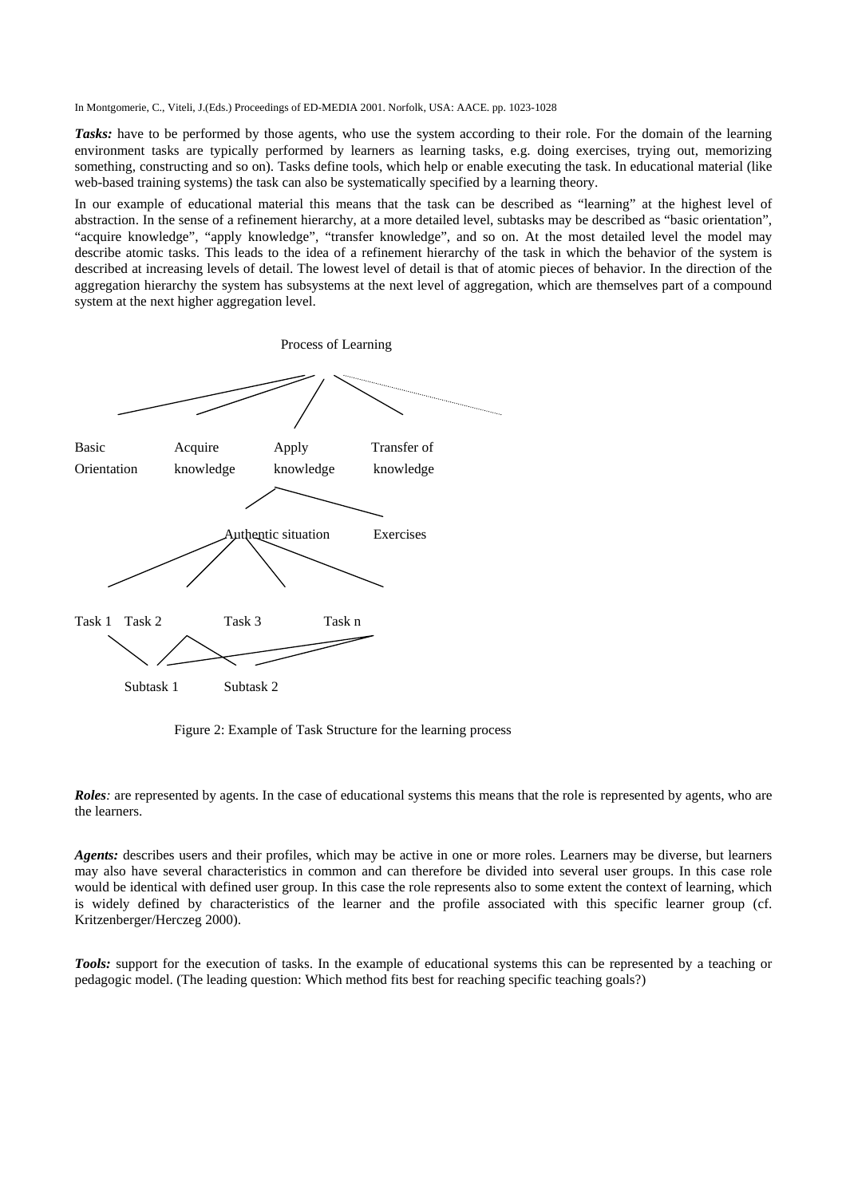***Tasks:*** have to be performed by those agents, who use the system according to their role. For the domain of the learning environment tasks are typically performed by learners as learning tasks, e.g. doing exercises, trying out, memorizing something, constructing and so on). Tasks define tools, which help or enable executing the task. In educational material (like web-based training systems) the task can also be systematically specified by a learning theory.

In our example of educational material this means that the task can be described as "learning" at the highest level of abstraction. In the sense of a refinement hierarchy, at a more detailed level, subtasks may be described as "basic orientation", "acquire knowledge", "apply knowledge", "transfer knowledge", and so on. At the most detailed level the model may describe atomic tasks. This leads to the idea of a refinement hierarchy of the task in which the behavior of the system is described at increasing levels of detail. The lowest level of detail is that of atomic pieces of behavior. In the direction of the aggregation hierarchy the system has subsystems at the next level of aggregation, which are themselves part of a compound system at the next higher aggregation level.

Process of Learning

Basic Orientation | Acquire knowledge | Apply knowledge | Transfer of knowledge

Authentic situation | Exercises

Task 1 | Task 2 | Task 3 | Task n

Subtask 1 | Subtask 2

Figure 2: Example of Task Structure for the learning process

***Roles****:* are represented by agents. In the case of educational systems this means that the role is represented by agents, who are the learners.

***Agents:*** describes users and their profiles, which may be active in one or more roles. Learners may be diverse, but learners may also have several characteristics in common and can therefore be divided into several user groups. In this case role would be identical with defined user group. In this case the role represents also to some extent the context of learning, which is widely defined by characteristics of the learner and the profile associated with this specific learner group (cf. Kritzenberger/Herczeg 2000).

***Tools:*** support for the execution of tasks. In the example of educational systems this can be represented by a teaching or pedagogic model. (The leading question: Which method fits best for reaching specific teaching goals?)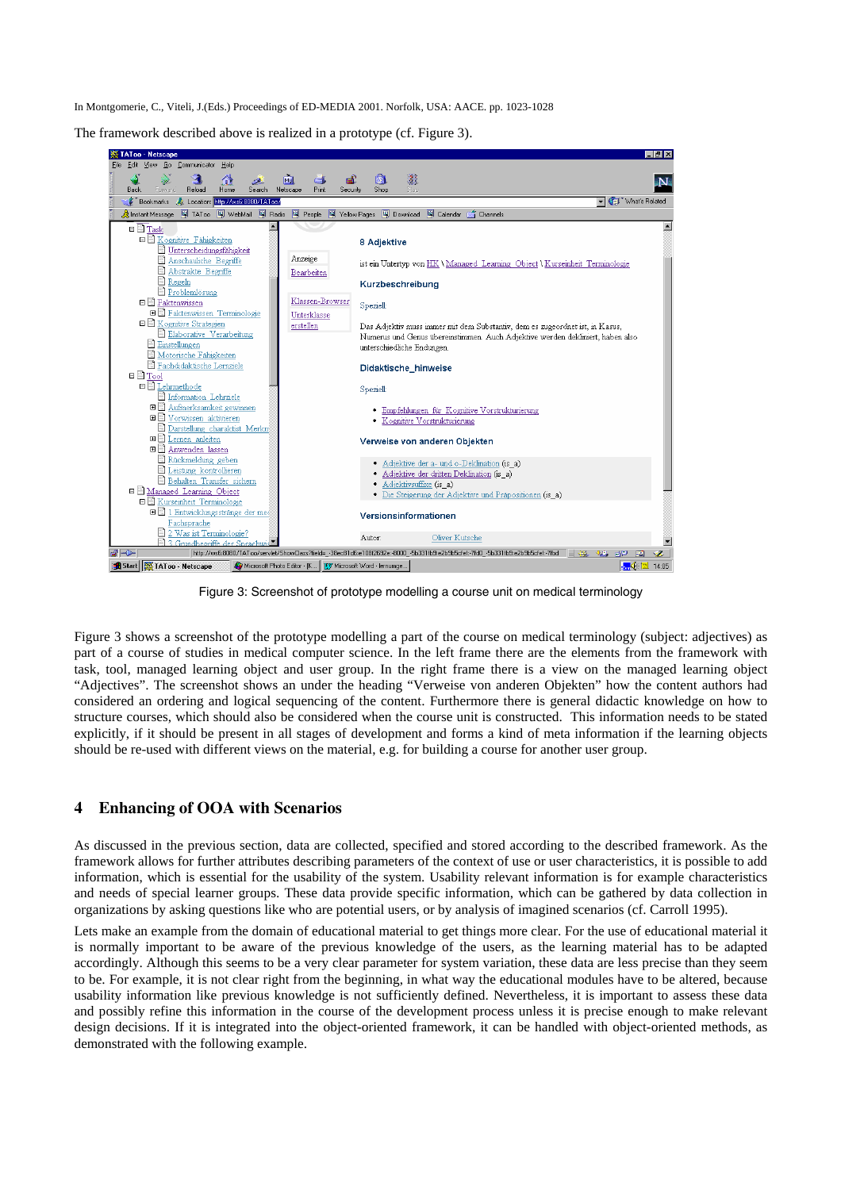The framework described above is realized in a prototype (cf. Figure 3).

Figure 3: Screenshot of prototype modelling a course unit on medical terminology

Figure 3 shows a screenshot of the prototype modelling a part of the course on medical terminology (subject: adjectives) as part of a course of studies in medical computer science. In the left frame there are the elements from the framework with task, tool, managed learning object and user group. In the right frame there is a view on the managed learning object "Adjectives". The screenshot shows an under the heading "Verweise von anderen Objekten" how the content authors had considered an ordering and logical sequencing of the content. Furthermore there is general didactic knowledge on how to structure courses, which should also be considered when the course unit is constructed. This information needs to be stated explicitly, if it should be present in all stages of development and forms a kind of meta information if the learning objects should be re-used with different views on the material, e.g. for building a course for another user group.

## 4 Enhancing of OOA with Scenarios

As discussed in the previous section, data are collected, specified and stored according to the described framework. As the framework allows for further attributes describing parameters of the context of use or user characteristics, it is possible to add information, which is essential for the usability of the system. Usability relevant information is for example characteristics and needs of special learner groups. These data provide specific information, which can be gathered by data collection in organizations by asking questions like who are potential users, or by analysis of imagined scenarios (cf. Carroll 1995).

Lets make an example from the domain of educational material to get things more clear. For the use of educational material it is normally important to be aware of the previous knowledge of the users, as the learning material has to be adapted accordingly. Although this seems to be a very clear parameter for system variation, these data are less precise than they seem to be. For example, it is not clear right from the beginning, in what way the educational modules have to be altered, because usability information like previous knowledge is not sufficiently defined. Nevertheless, it is important to assess these data and possibly refine this information in the course of the development process unless it is precise enough to make relevant design decisions. If it is integrated into the object-oriented framework, it can be handled with object-oriented methods, as demonstrated with the following example.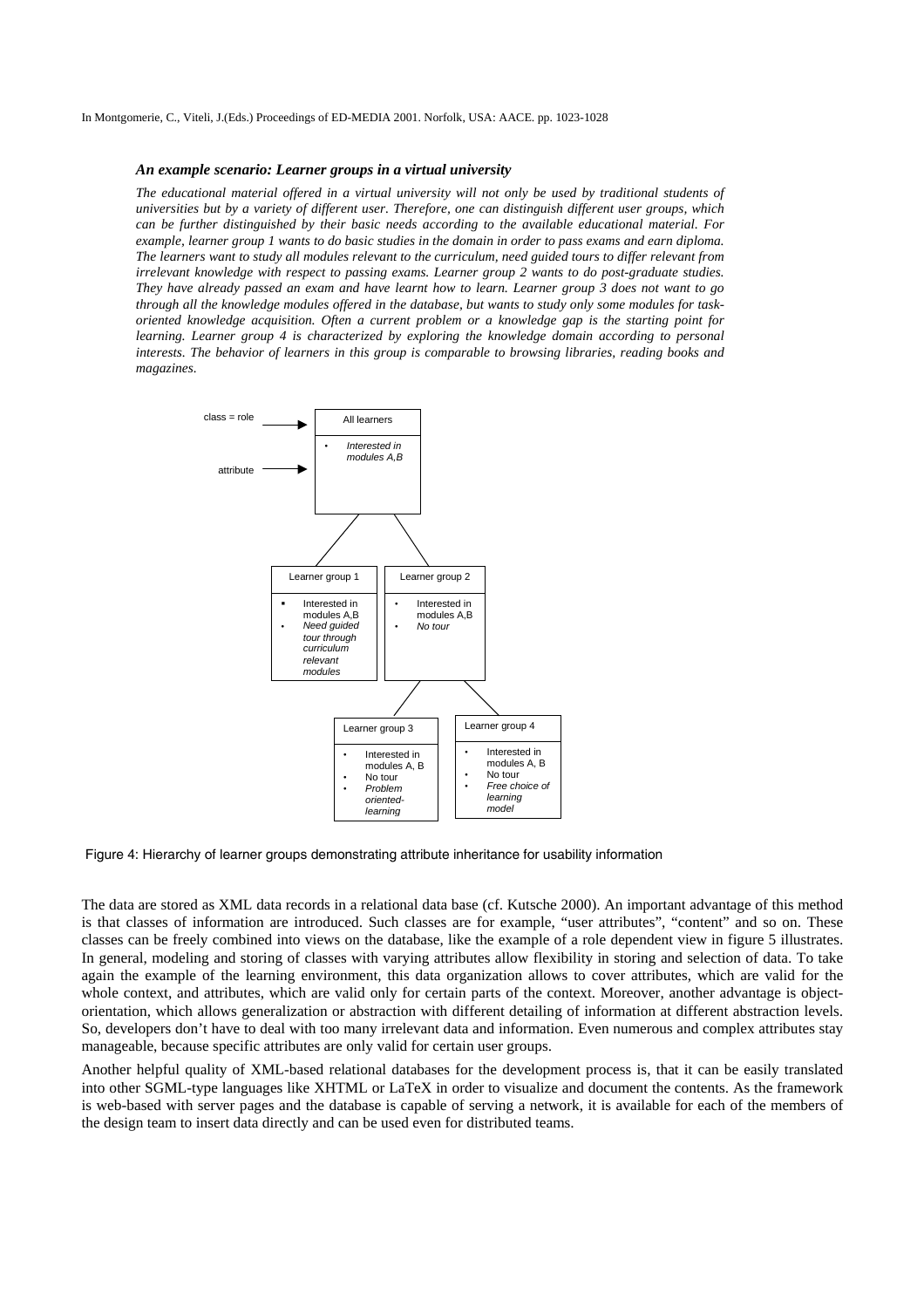### *An example scenario: Learner groups in a virtual university*

*The educational material offered in a virtual university will not only be used by traditional students of universities but by a variety of different user. Therefore, one can distinguish different user groups, which can be further distinguished by their basic needs according to the available educational material. For example, learner group 1 wants to do basic studies in the domain in order to pass exams and earn diploma. The learners want to study all modules relevant to the curriculum, need guided tours to differ relevant from irrelevant knowledge with respect to passing exams. Learner group 2 wants to do post-graduate studies. They have already passed an exam and have learnt how to learn. Learner group 3 does not want to go through all the knowledge modules offered in the database, but wants to study only some modules for task-oriented knowledge acquisition. Often a current problem or a knowledge gap is the starting point for learning. Learner group 4 is characterized by exploring the knowledge domain according to personal interests. The behavior of learners in this group is comparable to browsing libraries, reading books and magazines.*

class = role → **All learners**
attribute →
- *Interested in modules A,B*

**Learner group 1**
- Interested in modules A,B
- *Need guided tour through curriculum relevant modules*

**Learner group 2**
- Interested in modules A,B
- *No tour*

**Learner group 3**
- Interested in modules A, B
- No tour
- *Problem oriented-learning*

**Learner group 4**
- Interested in modules A, B
- No tour
- *Free choice of learning model*

Figure 4: Hierarchy of learner groups demonstrating attribute inheritance for usability information

The data are stored as XML data records in a relational data base (cf. Kutsche 2000). An important advantage of this method is that classes of information are introduced. Such classes are for example, "user attributes", "content" and so on. These classes can be freely combined into views on the database, like the example of a role dependent view in figure 5 illustrates. In general, modeling and storing of classes with varying attributes allow flexibility in storing and selection of data. To take again the example of the learning environment, this data organization allows to cover attributes, which are valid for the whole context, and attributes, which are valid only for certain parts of the context. Moreover, another advantage is object-orientation, which allows generalization or abstraction with different detailing of information at different abstraction levels. So, developers don't have to deal with too many irrelevant data and information. Even numerous and complex attributes stay manageable, because specific attributes are only valid for certain user groups.

Another helpful quality of XML-based relational databases for the development process is, that it can be easily translated into other SGML-type languages like XHTML or LaTeX in order to visualize and document the contents. As the framework is web-based with server pages and the database is capable of serving a network, it is available for each of the members of the design team to insert data directly and can be used even for distributed teams.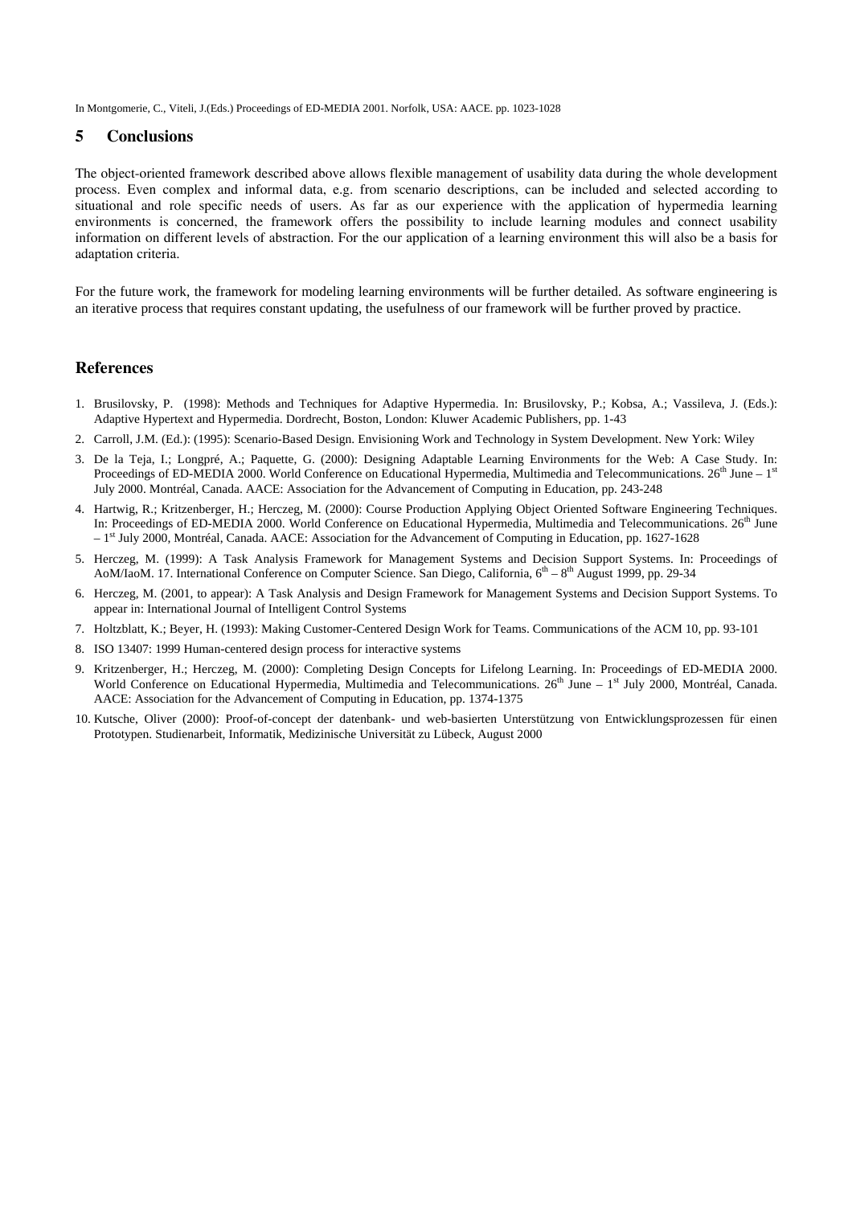## 5 Conclusions

The object-oriented framework described above allows flexible management of usability data during the whole development process. Even complex and informal data, e.g. from scenario descriptions, can be included and selected according to situational and role specific needs of users. As far as our experience with the application of hypermedia learning environments is concerned, the framework offers the possibility to include learning modules and connect usability information on different levels of abstraction. For the our application of a learning environment this will also be a basis for adaptation criteria.

For the future work, the framework for modeling learning environments will be further detailed. As software engineering is an iterative process that requires constant updating, the usefulness of our framework will be further proved by practice.

## References

1. Brusilovsky, P. (1998): Methods and Techniques for Adaptive Hypermedia. In: Brusilovsky, P.; Kobsa, A.; Vassileva, J. (Eds.): Adaptive Hypertext and Hypermedia. Dordrecht, Boston, London: Kluwer Academic Publishers, pp. 1-43
2. Carroll, J.M. (Ed.): (1995): Scenario-Based Design. Envisioning Work and Technology in System Development. New York: Wiley
3. De la Teja, I.; Longpré, A.; Paquette, G. (2000): Designing Adaptable Learning Environments for the Web: A Case Study. In: Proceedings of ED-MEDIA 2000. World Conference on Educational Hypermedia, Multimedia and Telecommunications. 26th June – 1st July 2000. Montréal, Canada. AACE: Association for the Advancement of Computing in Education, pp. 243-248
4. Hartwig, R.; Kritzenberger, H.; Herczeg, M. (2000): Course Production Applying Object Oriented Software Engineering Techniques. In: Proceedings of ED-MEDIA 2000. World Conference on Educational Hypermedia, Multimedia and Telecommunications. 26th June – 1st July 2000, Montréal, Canada. AACE: Association for the Advancement of Computing in Education, pp. 1627-1628
5. Herczeg, M. (1999): A Task Analysis Framework for Management Systems and Decision Support Systems. In: Proceedings of AoM/IaoM. 17. International Conference on Computer Science. San Diego, California, 6th – 8th August 1999, pp. 29-34
6. Herczeg, M. (2001, to appear): A Task Analysis and Design Framework for Management Systems and Decision Support Systems. To appear in: International Journal of Intelligent Control Systems
7. Holtzblatt, K.; Beyer, H. (1993): Making Customer-Centered Design Work for Teams. Communications of the ACM 10, pp. 93-101
8. ISO 13407: 1999 Human-centered design process for interactive systems
9. Kritzenberger, H.; Herczeg, M. (2000): Completing Design Concepts for Lifelong Learning. In: Proceedings of ED-MEDIA 2000. World Conference on Educational Hypermedia, Multimedia and Telecommunications. 26th June – 1st July 2000, Montréal, Canada. AACE: Association for the Advancement of Computing in Education, pp. 1374-1375
10. Kutsche, Oliver (2000): Proof-of-concept der datenbank- und web-basierten Unterstützung von Entwicklungsprozessen für einen Prototypen. Studienarbeit, Informatik, Medizinische Universität zu Lübeck, August 2000